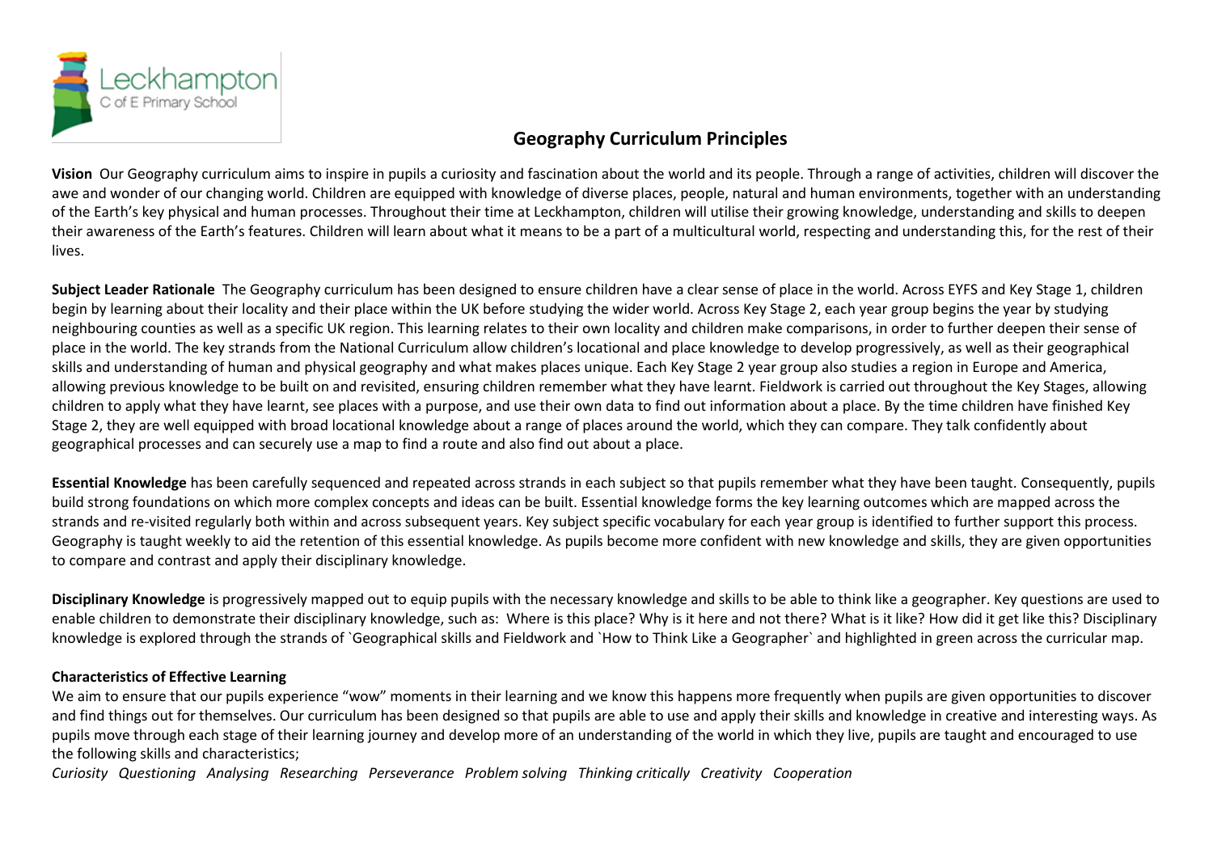Leckhampton
C of E Primary School

# Geography Curriculum Principles

**Vision** Our Geography curriculum aims to inspire in pupils a curiosity and fascination about the world and its people. Through a range of activities, children will discover the awe and wonder of our changing world. Children are equipped with knowledge of diverse places, people, natural and human environments, together with an understanding of the Earth's key physical and human processes. Throughout their time at Leckhampton, children will utilise their growing knowledge, understanding and skills to deepen their awareness of the Earth's features. Children will learn about what it means to be a part of a multicultural world, respecting and understanding this, for the rest of their lives.

**Subject Leader Rationale** The Geography curriculum has been designed to ensure children have a clear sense of place in the world. Across EYFS and Key Stage 1, children begin by learning about their locality and their place within the UK before studying the wider world. Across Key Stage 2, each year group begins the year by studying neighbouring counties as well as a specific UK region. This learning relates to their own locality and children make comparisons, in order to further deepen their sense of place in the world. The key strands from the National Curriculum allow children's locational and place knowledge to develop progressively, as well as their geographical skills and understanding of human and physical geography and what makes places unique. Each Key Stage 2 year group also studies a region in Europe and America, allowing previous knowledge to be built on and revisited, ensuring children remember what they have learnt. Fieldwork is carried out throughout the Key Stages, allowing children to apply what they have learnt, see places with a purpose, and use their own data to find out information about a place. By the time children have finished Key Stage 2, they are well equipped with broad locational knowledge about a range of places around the world, which they can compare. They talk confidently about geographical processes and can securely use a map to find a route and also find out about a place.

**Essential Knowledge** has been carefully sequenced and repeated across strands in each subject so that pupils remember what they have been taught. Consequently, pupils build strong foundations on which more complex concepts and ideas can be built. Essential knowledge forms the key learning outcomes which are mapped across the strands and re-visited regularly both within and across subsequent years. Key subject specific vocabulary for each year group is identified to further support this process. Geography is taught weekly to aid the retention of this essential knowledge. As pupils become more confident with new knowledge and skills, they are given opportunities to compare and contrast and apply their disciplinary knowledge.

**Disciplinary Knowledge** is progressively mapped out to equip pupils with the necessary knowledge and skills to be able to think like a geographer. Key questions are used to enable children to demonstrate their disciplinary knowledge, such as: Where is this place? Why is it here and not there? What is it like? How did it get like this? Disciplinary knowledge is explored through the strands of `Geographical skills and Fieldwork and `How to Think Like a Geographer` and highlighted in green across the curricular map.

**Characteristics of Effective Learning**

We aim to ensure that our pupils experience "wow" moments in their learning and we know this happens more frequently when pupils are given opportunities to discover and find things out for themselves. Our curriculum has been designed so that pupils are able to use and apply their skills and knowledge in creative and interesting ways. As pupils move through each stage of their learning journey and develop more of an understanding of the world in which they live, pupils are taught and encouraged to use the following skills and characteristics;

*Curiosity Questioning Analysing Researching Perseverance Problem solving Thinking critically Creativity Cooperation*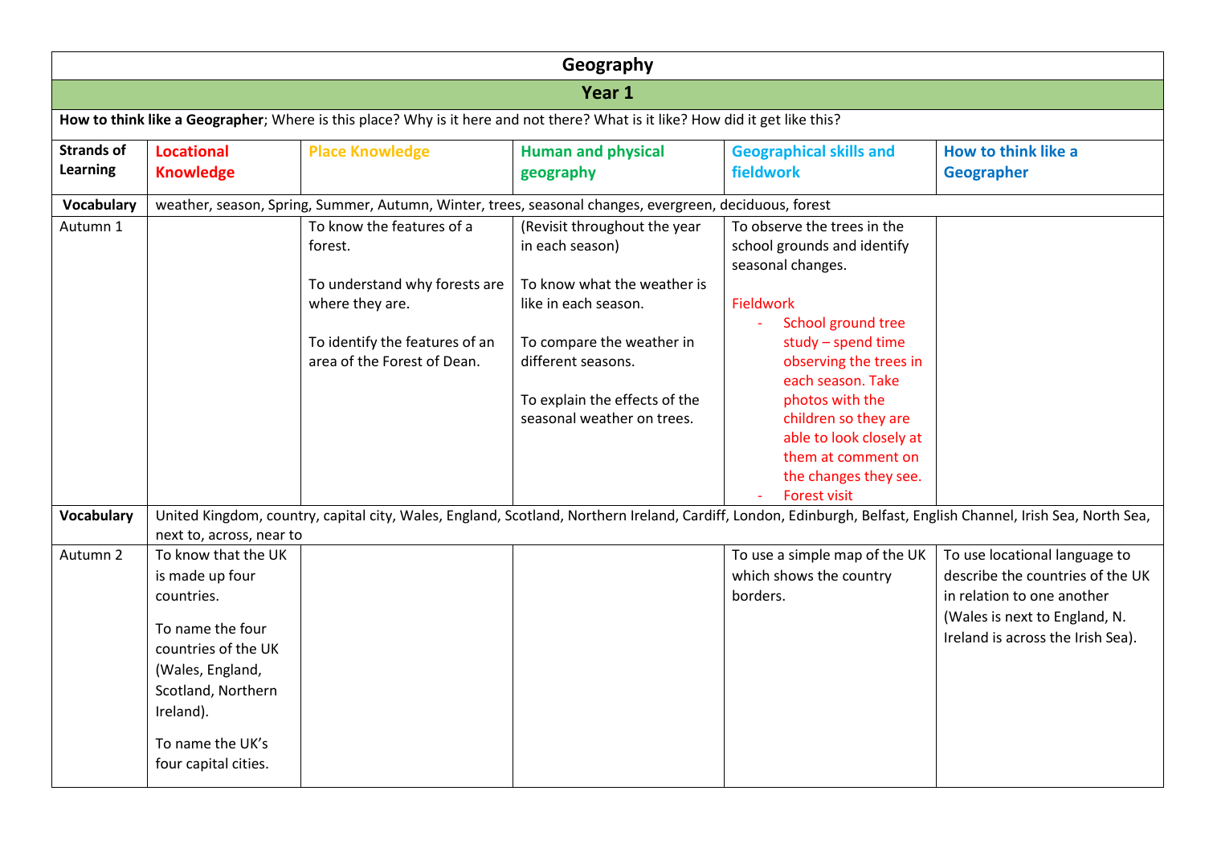# Geography

## Year 1

**How to think like a Geographer**; Where is this place? Why is it here and not there? What is it like? How did it get like this?

| Strands of Learning | Locational Knowledge | Place Knowledge | Human and physical geography | Geographical skills and fieldwork | How to think like a Geographer |
|---|---|---|---|---|---|
| **Vocabulary** | weather, season, Spring, Summer, Autumn, Winter, trees, seasonal changes, evergreen, deciduous, forest | | | | |
| Autumn 1 | | To know the features of a forest.<br><br>To understand why forests are where they are.<br><br>To identify the features of an area of the Forest of Dean. | (Revisit throughout the year in each season)<br><br>To know what the weather is like in each season.<br><br>To compare the weather in different seasons.<br><br>To explain the effects of the seasonal weather on trees. | To observe the trees in the school grounds and identify seasonal changes.<br><br>Fieldwork<br>- School ground tree study – spend time observing the trees in each season. Take photos with the children so they are able to look closely at them at comment on the changes they see.<br>- Forest visit | |
| **Vocabulary** | United Kingdom, country, capital city, Wales, England, Scotland, Northern Ireland, Cardiff, London, Edinburgh, Belfast, English Channel, Irish Sea, North Sea, next to, across, near to | | | | |
| Autumn 2 | To know that the UK is made up four countries.<br><br>To name the four countries of the UK (Wales, England, Scotland, Northern Ireland).<br><br>To name the UK's four capital cities. | | | To use a simple map of the UK which shows the country borders. | To use locational language to describe the countries of the UK in relation to one another (Wales is next to England, N. Ireland is across the Irish Sea). |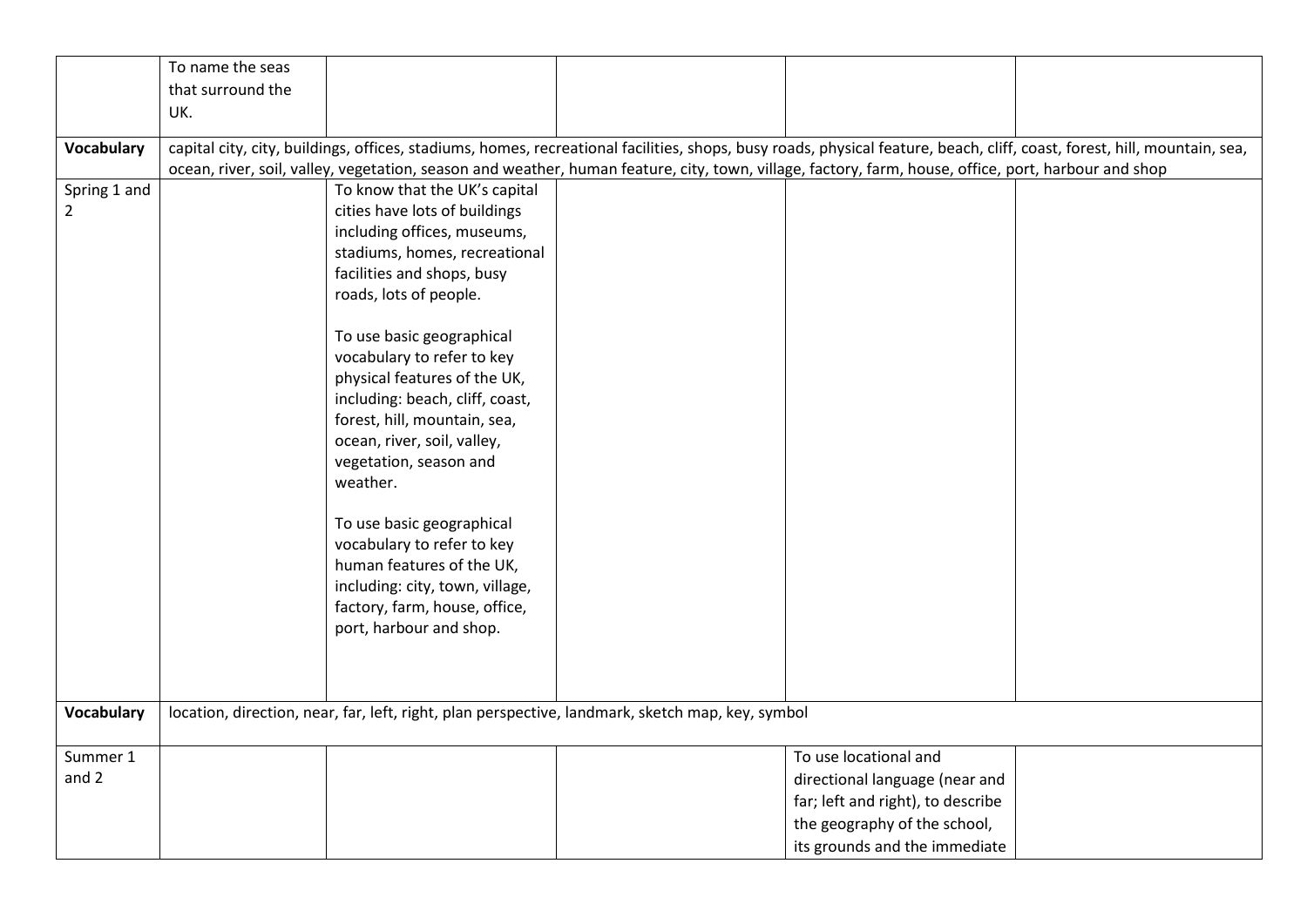| | | | | | |
|---|---|---|---|---|---|
| | To name the seas that surround the UK. | | | | |
| **Vocabulary** | capital city, city, buildings, offices, stadiums, homes, recreational facilities, shops, busy roads, physical feature, beach, cliff, coast, forest, hill, mountain, sea, ocean, river, soil, valley, vegetation, season and weather, human feature, city, town, village, factory, farm, house, office, port, harbour and shop | | | | |
| Spring 1 and 2 | | To know that the UK's capital cities have lots of buildings including offices, museums, stadiums, homes, recreational facilities and shops, busy roads, lots of people.<br><br>To use basic geographical vocabulary to refer to key physical features of the UK, including: beach, cliff, coast, forest, hill, mountain, sea, ocean, river, soil, valley, vegetation, season and weather.<br><br>To use basic geographical vocabulary to refer to key human features of the UK, including: city, town, village, factory, farm, house, office, port, harbour and shop. | | | |
| **Vocabulary** | location, direction, near, far, left, right, plan perspective, landmark, sketch map, key, symbol | | | | |
| Summer 1 and 2 | | | | To use locational and directional language (near and far; left and right), to describe the geography of the school, its grounds and the immediate | |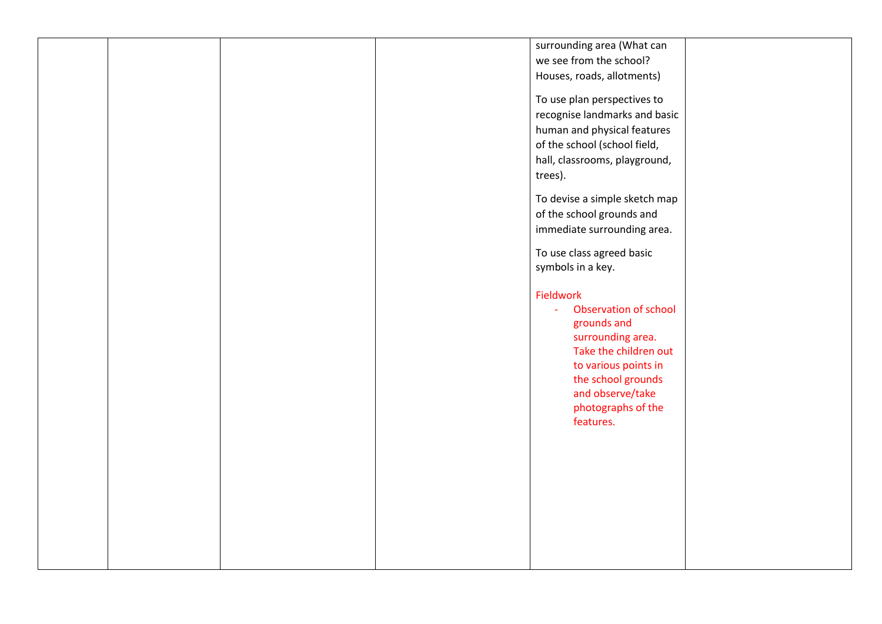| | | | | | |
|---|---|---|---|---|---|
| | | | | surrounding area (What can we see from the school? Houses, roads, allotments)<br><br>To use plan perspectives to recognise landmarks and basic human and physical features of the school (school field, hall, classrooms, playground, trees).<br><br>To devise a simple sketch map of the school grounds and immediate surrounding area.<br><br>To use class agreed basic symbols in a key.<br><br>Fieldwork<br>- Observation of school grounds and surrounding area. Take the children out to various points in the school grounds and observe/take photographs of the features. | |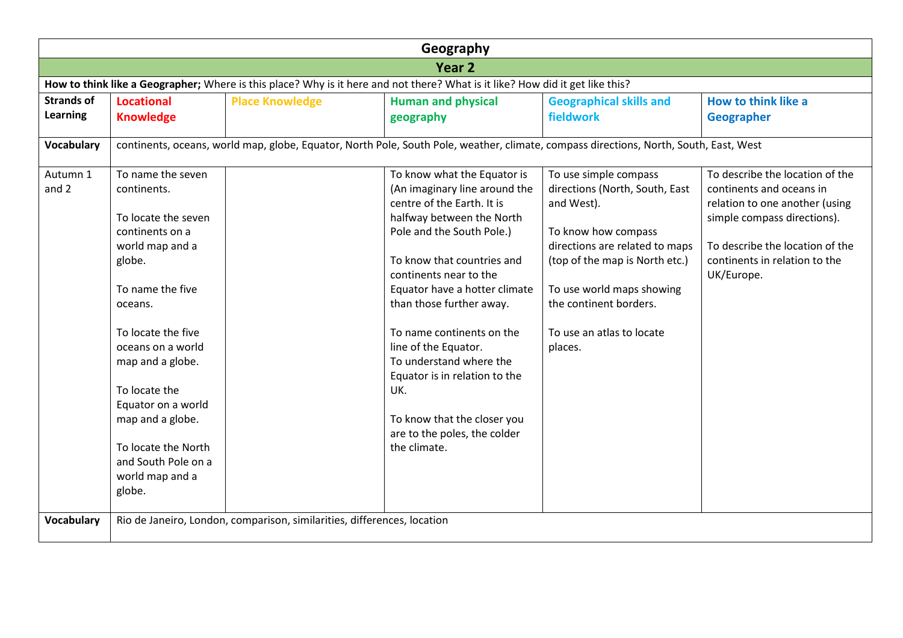| Geography | | | | | |
|---|---|---|---|---|---|
| **Year 2** | | | | | |
| **How to think like a Geographer;** Where is this place? Why is it here and not there? What is it like? How did it get like this? | | | | | |
| **Strands of Learning** | **Locational Knowledge** | **Place Knowledge** | **Human and physical geography** | **Geographical skills and fieldwork** | **How to think like a Geographer** |
| **Vocabulary** | continents, oceans, world map, globe, Equator, North Pole, South Pole, weather, climate, compass directions, North, South, East, West | | | | |
| Autumn 1 and 2 | To name the seven continents.<br><br>To locate the seven continents on a world map and a globe.<br><br>To name the five oceans.<br><br>To locate the five oceans on a world map and a globe.<br><br>To locate the Equator on a world map and a globe.<br><br>To locate the North and South Pole on a world map and a globe. | | To know what the Equator is (An imaginary line around the centre of the Earth. It is halfway between the North Pole and the South Pole.)<br><br>To know that countries and continents near to the Equator have a hotter climate than those further away.<br><br>To name continents on the line of the Equator.<br>To understand where the Equator is in relation to the UK.<br><br>To know that the closer you are to the poles, the colder the climate. | To use simple compass directions (North, South, East and West).<br><br>To know how compass directions are related to maps (top of the map is North etc.)<br><br>To use world maps showing the continent borders.<br><br>To use an atlas to locate places. | To describe the location of the continents and oceans in relation to one another (using simple compass directions).<br><br>To describe the location of the continents in relation to the UK/Europe. |
| **Vocabulary** | Rio de Janeiro, London, comparison, similarities, differences, location | | | | |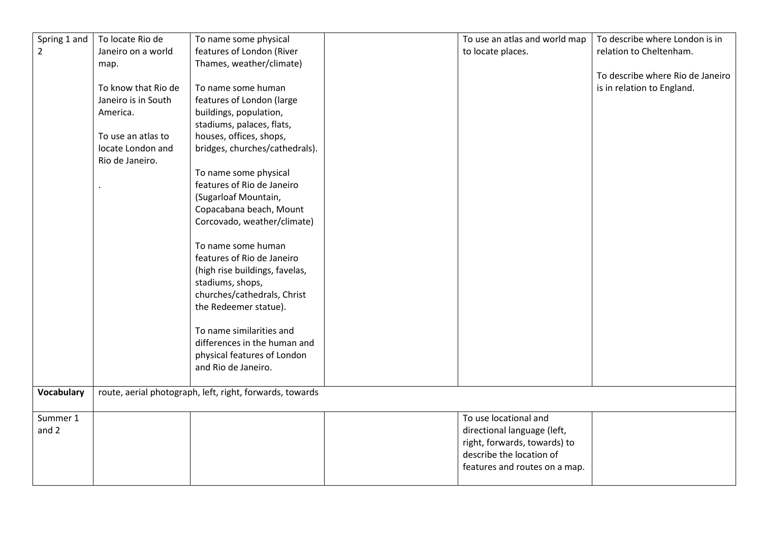| | | | | | |
|---|---|---|---|---|---|
| Spring 1 and 2 | To locate Rio de Janeiro on a world map.<br><br>To know that Rio de Janeiro is in South America.<br><br>To use an atlas to locate London and Rio de Janeiro.<br><br>. | To name some physical features of London (River Thames, weather/climate)<br><br>To name some human features of London (large buildings, population, stadiums, palaces, flats, houses, offices, shops, bridges, churches/cathedrals).<br><br>To name some physical features of Rio de Janeiro (Sugarloaf Mountain, Copacabana beach, Mount Corcovado, weather/climate)<br><br>To name some human features of Rio de Janeiro (high rise buildings, favelas, stadiums, shops, churches/cathedrals, Christ the Redeemer statue).<br><br>To name similarities and differences in the human and physical features of London and Rio de Janeiro. | | To use an atlas and world map to locate places. | To describe where London is in relation to Cheltenham.<br><br>To describe where Rio de Janeiro is in relation to England. |
| **Vocabulary** | route, aerial photograph, left, right, forwards, towards | | | | |
| Summer 1 and 2 | | | | To use locational and directional language (left, right, forwards, towards) to describe the location of features and routes on a map. | |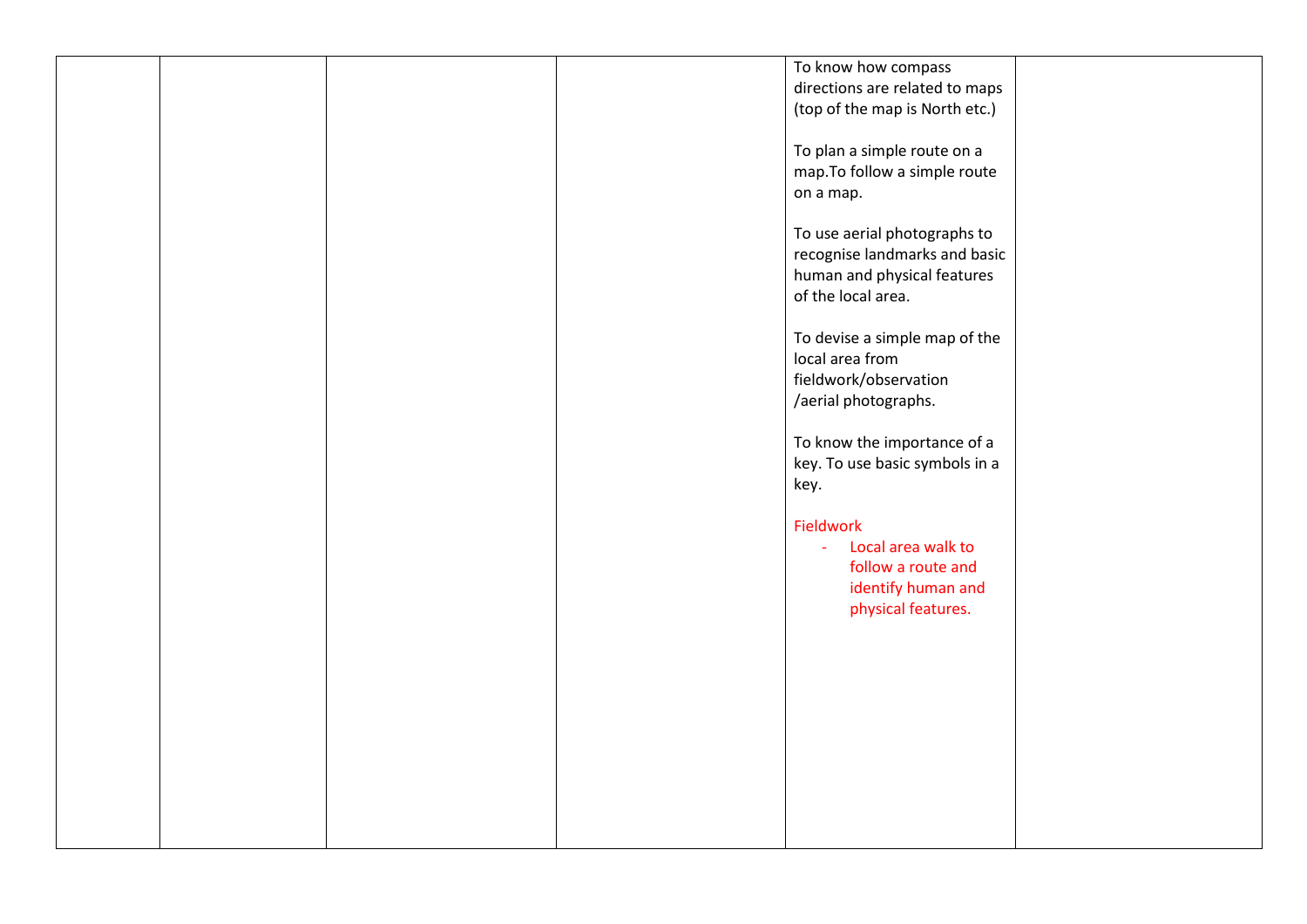| | | | | | |
|---|---|---|---|---|---|
| | | | | To know how compass directions are related to maps (top of the map is North etc.)<br><br>To plan a simple route on a map.To follow a simple route on a map.<br><br>To use aerial photographs to recognise landmarks and basic human and physical features of the local area.<br><br>To devise a simple map of the local area from fieldwork/observation /aerial photographs.<br><br>To know the importance of a key. To use basic symbols in a key.<br><br>Fieldwork<br>- Local area walk to follow a route and identify human and physical features. | |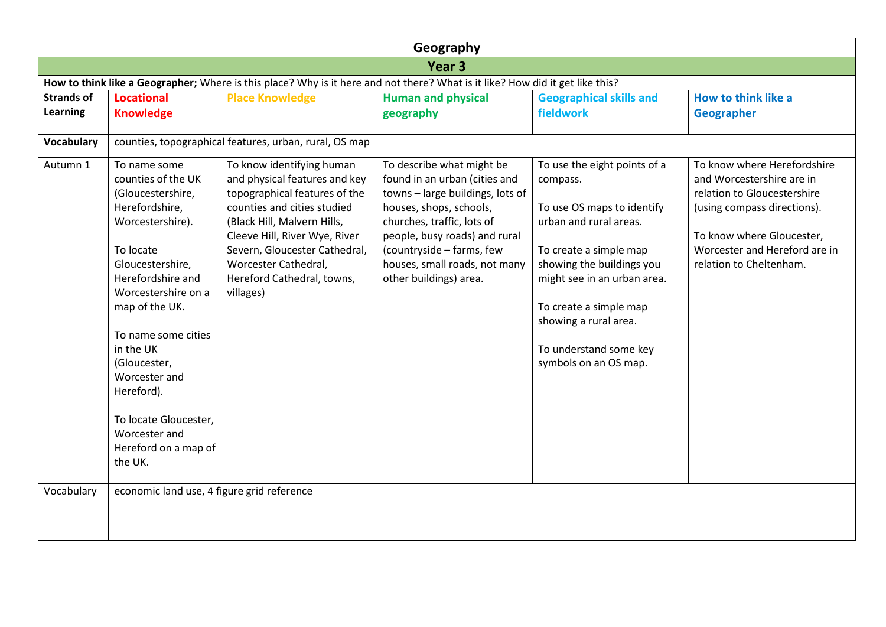| Geography | | | | | |
|---|---|---|---|---|---|
| **Year 3** | | | | | |
| **How to think like a Geographer;** Where is this place? Why is it here and not there? What is it like? How did it get like this? | | | | | |
| **Strands of Learning** | **Locational Knowledge** | **Place Knowledge** | **Human and physical geography** | **Geographical skills and fieldwork** | **How to think like a Geographer** |
| **Vocabulary** | counties, topographical features, urban, rural, OS map | | | | |
| Autumn 1 | To name some counties of the UK (Gloucestershire, Herefordshire, Worcestershire).<br><br>To locate Gloucestershire, Herefordshire and Worcestershire on a map of the UK.<br><br>To name some cities in the UK (Gloucester, Worcester and Hereford).<br><br>To locate Gloucester, Worcester and Hereford on a map of the UK. | To know identifying human and physical features and key topographical features of the counties and cities studied (Black Hill, Malvern Hills, Cleeve Hill, River Wye, River Severn, Gloucester Cathedral, Worcester Cathedral, Hereford Cathedral, towns, villages) | To describe what might be found in an urban (cities and towns – large buildings, lots of houses, shops, schools, churches, traffic, lots of people, busy roads) and rural (countryside – farms, few houses, small roads, not many other buildings) area. | To use the eight points of a compass.<br><br>To use OS maps to identify urban and rural areas.<br><br>To create a simple map showing the buildings you might see in an urban area.<br><br>To create a simple map showing a rural area.<br><br>To understand some key symbols on an OS map. | To know where Herefordshire and Worcestershire are in relation to Gloucestershire (using compass directions).<br><br>To know where Gloucester, Worcester and Hereford are in relation to Cheltenham. |
| Vocabulary | economic land use, 4 figure grid reference | | | | |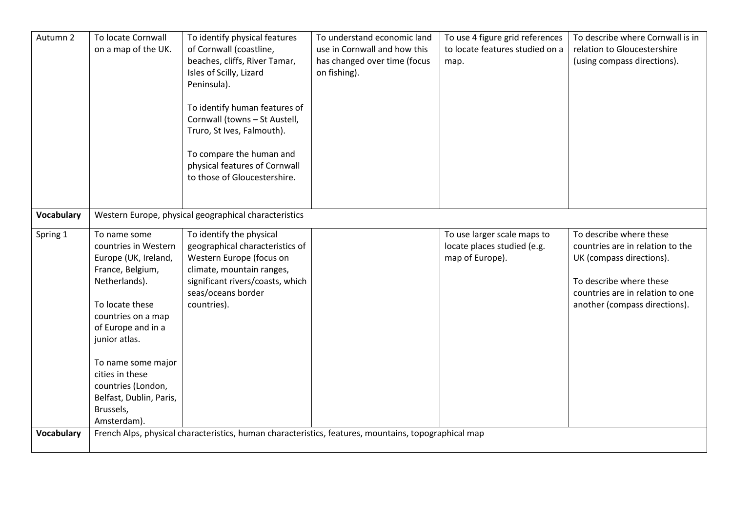| | | | | | |
|---|---|---|---|---|---|
| Autumn 2 | To locate Cornwall on a map of the UK. | To identify physical features of Cornwall (coastline, beaches, cliffs, River Tamar, Isles of Scilly, Lizard Peninsula).<br><br>To identify human features of Cornwall (towns – St Austell, Truro, St Ives, Falmouth).<br><br>To compare the human and physical features of Cornwall to those of Gloucestershire. | To understand economic land use in Cornwall and how this has changed over time (focus on fishing). | To use 4 figure grid references to locate features studied on a map. | To describe where Cornwall is in relation to Gloucestershire (using compass directions). |
| **Vocabulary** | Western Europe, physical geographical characteristics | | | | |
| Spring 1 | To name some countries in Western Europe (UK, Ireland, France, Belgium, Netherlands).<br><br>To locate these countries on a map of Europe and in a junior atlas.<br><br>To name some major cities in these countries (London, Belfast, Dublin, Paris, Brussels, Amsterdam). | To identify the physical geographical characteristics of Western Europe (focus on climate, mountain ranges, significant rivers/coasts, which seas/oceans border countries). | | To use larger scale maps to locate places studied (e.g. map of Europe). | To describe where these countries are in relation to the UK (compass directions).<br><br>To describe where these countries are in relation to one another (compass directions). |
| **Vocabulary** | French Alps, physical characteristics, human characteristics, features, mountains, topographical map | | | | |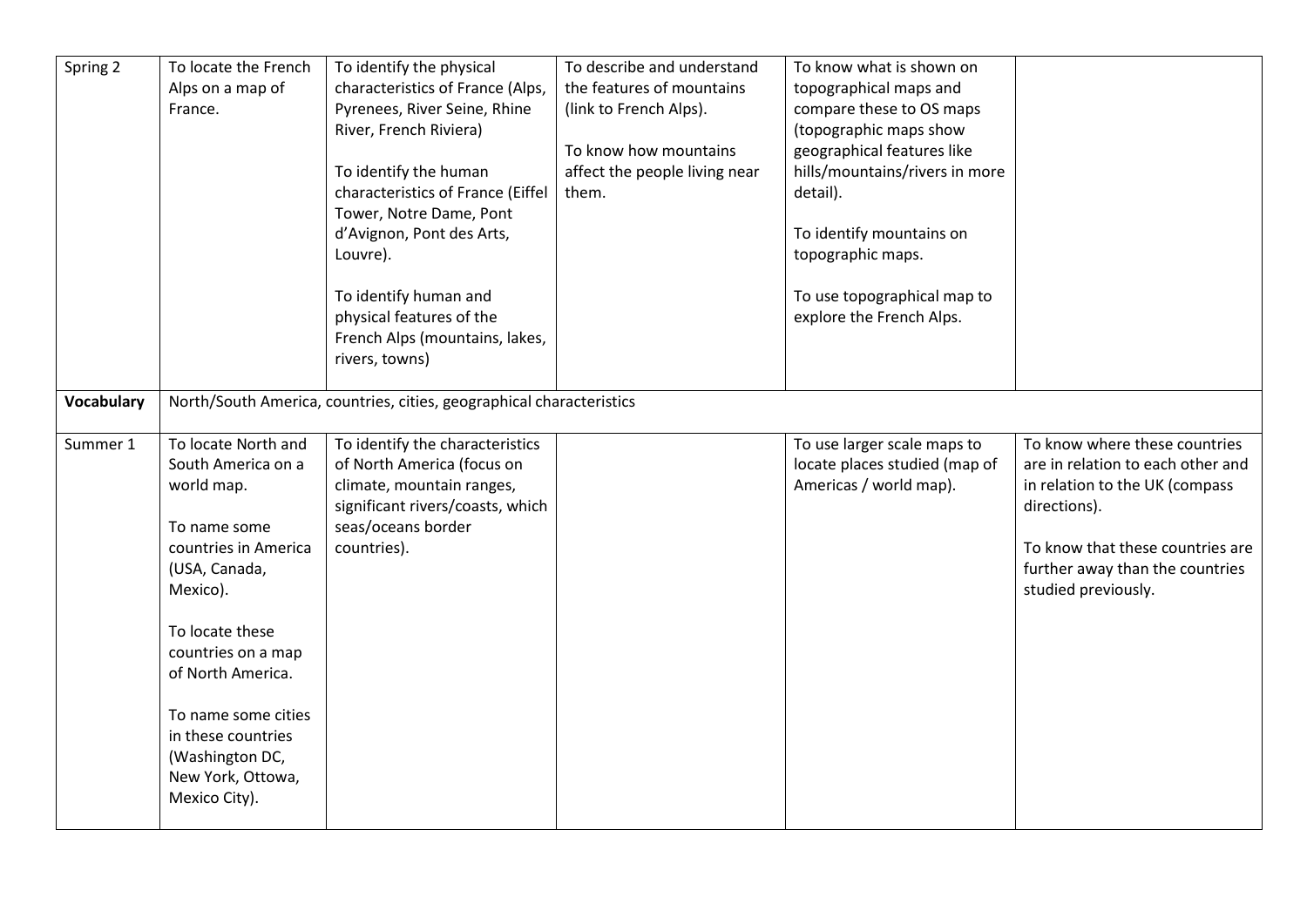| | | | | | |
|---|---|---|---|---|---|
| Spring 2 | To locate the French Alps on a map of France. | To identify the physical characteristics of France (Alps, Pyrenees, River Seine, Rhine River, French Riviera)<br><br>To identify the human characteristics of France (Eiffel Tower, Notre Dame, Pont d'Avignon, Pont des Arts, Louvre).<br><br>To identify human and physical features of the French Alps (mountains, lakes, rivers, towns) | To describe and understand the features of mountains (link to French Alps).<br><br>To know how mountains affect the people living near them. | To know what is shown on topographical maps and compare these to OS maps (topographic maps show geographical features like hills/mountains/rivers in more detail).<br><br>To identify mountains on topographic maps.<br><br>To use topographical map to explore the French Alps. | |
| **Vocabulary** | North/South America, countries, cities, geographical characteristics | | | | |
| Summer 1 | To locate North and South America on a world map.<br><br>To name some countries in America (USA, Canada, Mexico).<br><br>To locate these countries on a map of North America.<br><br>To name some cities in these countries (Washington DC, New York, Ottowa, Mexico City). | To identify the characteristics of North America (focus on climate, mountain ranges, significant rivers/coasts, which seas/oceans border countries). | | To use larger scale maps to locate places studied (map of Americas / world map). | To know where these countries are in relation to each other and in relation to the UK (compass directions).<br><br>To know that these countries are further away than the countries studied previously. |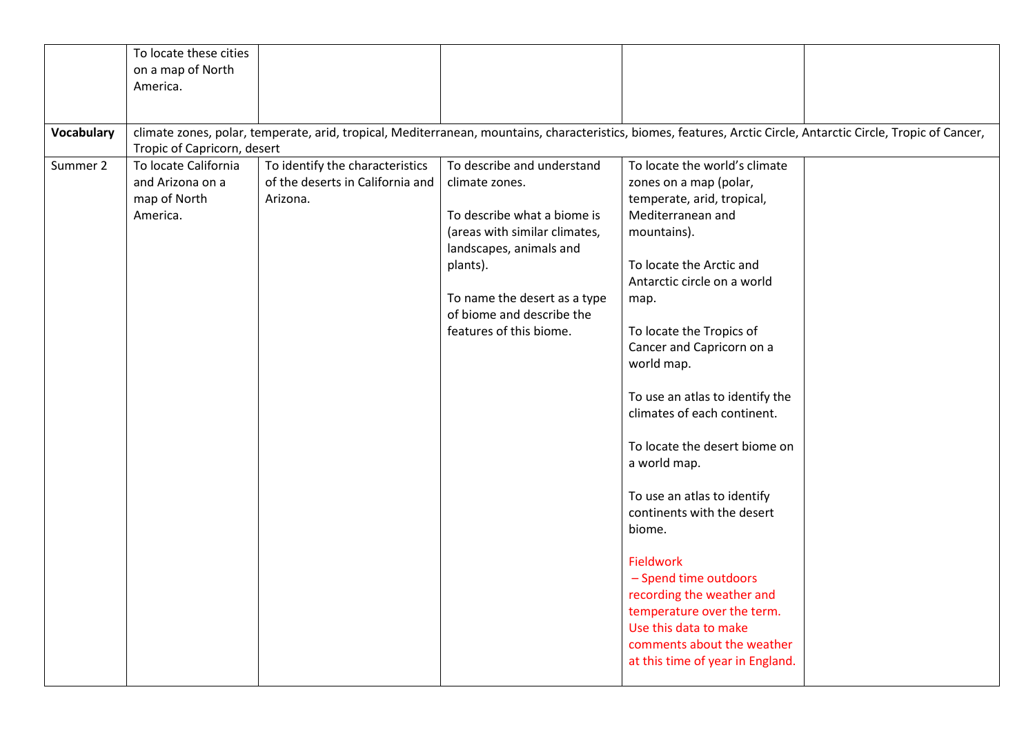| | | | | | |
|---|---|---|---|---|---|
| | To locate these cities on a map of North America. | | | | |
| **Vocabulary** | climate zones, polar, temperate, arid, tropical, Mediterranean, mountains, characteristics, biomes, features, Arctic Circle, Antarctic Circle, Tropic of Cancer, Tropic of Capricorn, desert | | | | |
| Summer 2 | To locate California and Arizona on a map of North America. | To identify the characteristics of the deserts in California and Arizona. | To describe and understand climate zones.<br><br>To describe what a biome is (areas with similar climates, landscapes, animals and plants).<br><br>To name the desert as a type of biome and describe the features of this biome. | To locate the world's climate zones on a map (polar, temperate, arid, tropical, Mediterranean and mountains).<br><br>To locate the Arctic and Antarctic circle on a world map.<br><br>To locate the Tropics of Cancer and Capricorn on a world map.<br><br>To use an atlas to identify the climates of each continent.<br><br>To locate the desert biome on a world map.<br><br>To use an atlas to identify continents with the desert biome.<br><br>Fieldwork<br>– Spend time outdoors recording the weather and temperature over the term. Use this data to make comments about the weather at this time of year in England. | |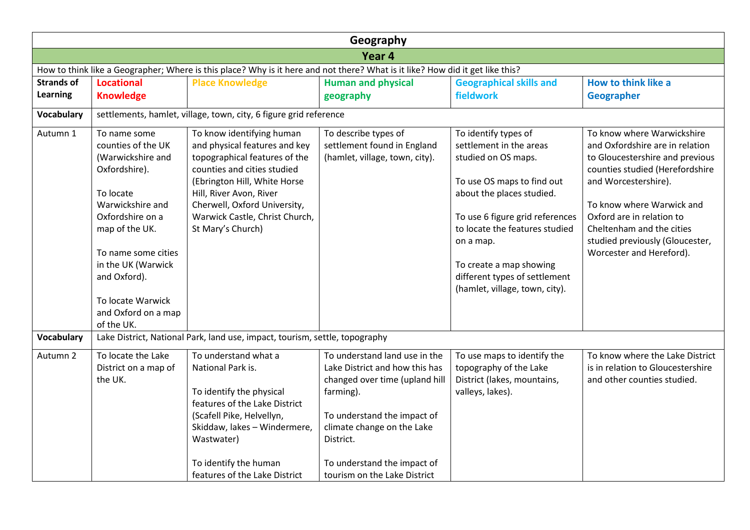| Geography | | | | | |
|---|---|---|---|---|---|
| **Year 4** | | | | | |
| How to think like a Geographer; Where is this place? Why is it here and not there? What is it like? How did it get like this? | | | | | |
| **Strands of Learning** | **Locational Knowledge** | **Place Knowledge** | **Human and physical geography** | **Geographical skills and fieldwork** | **How to think like a Geographer** |
| **Vocabulary** | settlements, hamlet, village, town, city, 6 figure grid reference | | | | |
| Autumn 1 | To name some counties of the UK (Warwickshire and Oxfordshire).<br><br>To locate Warwickshire and Oxfordshire on a map of the UK.<br><br>To name some cities in the UK (Warwick and Oxford).<br><br>To locate Warwick and Oxford on a map of the UK. | To know identifying human and physical features and key topographical features of the counties and cities studied (Ebrington Hill, White Horse Hill, River Avon, River Cherwell, Oxford University, Warwick Castle, Christ Church, St Mary's Church) | To describe types of settlement found in England (hamlet, village, town, city). | To identify types of settlement in the areas studied on OS maps.<br><br>To use OS maps to find out about the places studied.<br><br>To use 6 figure grid references to locate the features studied on a map.<br><br>To create a map showing different types of settlement (hamlet, village, town, city). | To know where Warwickshire and Oxfordshire are in relation to Gloucestershire and previous counties studied (Herefordshire and Worcestershire).<br><br>To know where Warwick and Oxford are in relation to Cheltenham and the cities studied previously (Gloucester, Worcester and Hereford). |
| **Vocabulary** | Lake District, National Park, land use, impact, tourism, settle, topography | | | | |
| Autumn 2 | To locate the Lake District on a map of the UK. | To understand what a National Park is.<br><br>To identify the physical features of the Lake District (Scafell Pike, Helvellyn, Skiddaw, lakes – Windermere, Wastwater)<br><br>To identify the human features of the Lake District | To understand land use in the Lake District and how this has changed over time (upland hill farming).<br><br>To understand the impact of climate change on the Lake District.<br><br>To understand the impact of tourism on the Lake District | To use maps to identify the topography of the Lake District (lakes, mountains, valleys, lakes). | To know where the Lake District is in relation to Gloucestershire and other counties studied. |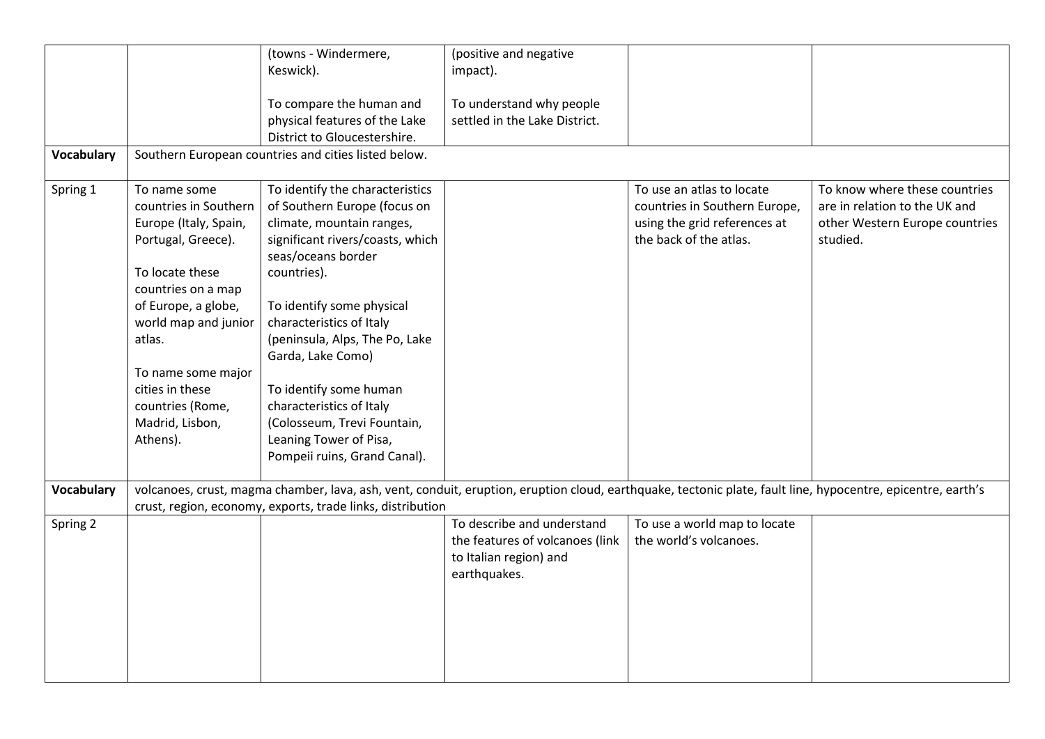| | | | | | |
|---|---|---|---|---|---|
| | | (towns - Windermere, Keswick).<br><br>To compare the human and physical features of the Lake District to Gloucestershire. | (positive and negative impact).<br><br>To understand why people settled in the Lake District. | | |
| **Vocabulary** | Southern European countries and cities listed below. | | | | |
| Spring 1 | To name some countries in Southern Europe (Italy, Spain, Portugal, Greece).<br><br>To locate these countries on a map of Europe, a globe, world map and junior atlas.<br><br>To name some major cities in these countries (Rome, Madrid, Lisbon, Athens). | To identify the characteristics of Southern Europe (focus on climate, mountain ranges, significant rivers/coasts, which seas/oceans border countries).<br><br>To identify some physical characteristics of Italy (peninsula, Alps, The Po, Lake Garda, Lake Como)<br><br>To identify some human characteristics of Italy (Colosseum, Trevi Fountain, Leaning Tower of Pisa, Pompeii ruins, Grand Canal). | | To use an atlas to locate countries in Southern Europe, using the grid references at the back of the atlas. | To know where these countries are in relation to the UK and other Western Europe countries studied. |
| **Vocabulary** | volcanoes, crust, magma chamber, lava, ash, vent, conduit, eruption, eruption cloud, earthquake, tectonic plate, fault line, hypocentre, epicentre, earth's crust, region, economy, exports, trade links, distribution | | | | |
| Spring 2 | | | To describe and understand the features of volcanoes (link to Italian region) and earthquakes. | To use a world map to locate the world's volcanoes. | |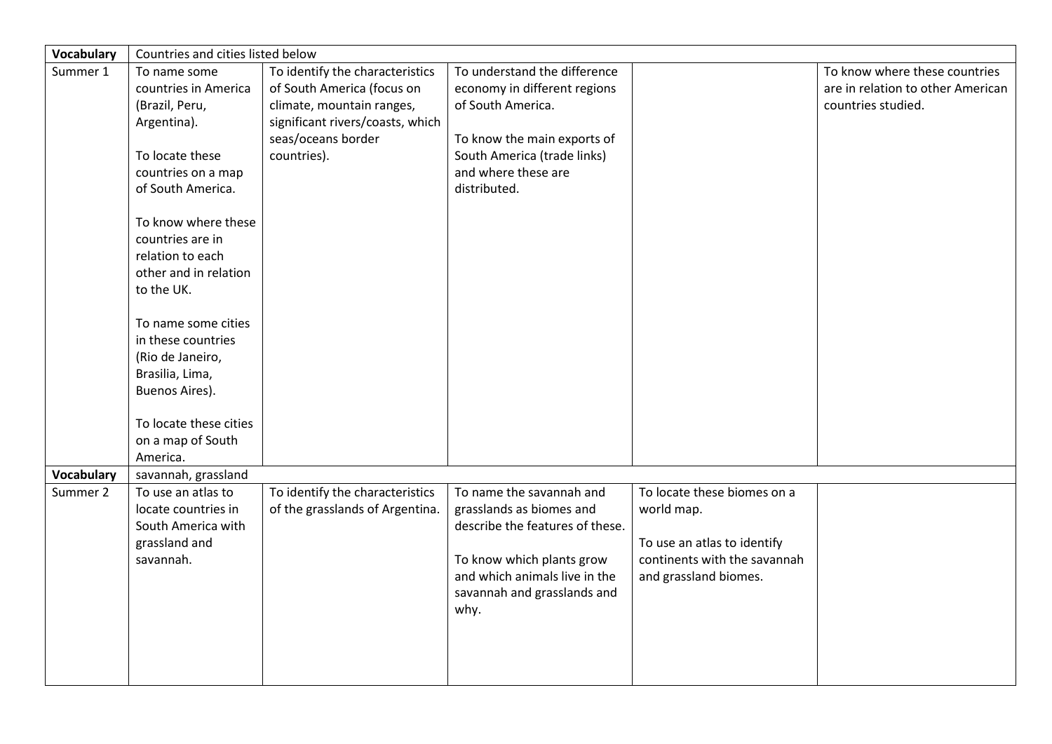| | | | | | |
|---|---|---|---|---|---|
| **Vocabulary** | Countries and cities listed below | | | | |
| Summer 1 | To name some countries in America (Brazil, Peru, Argentina).<br><br>To locate these countries on a map of South America.<br><br>To know where these countries are in relation to each other and in relation to the UK.<br><br>To name some cities in these countries (Rio de Janeiro, Brasilia, Lima, Buenos Aires).<br><br>To locate these cities on a map of South America. | To identify the characteristics of South America (focus on climate, mountain ranges, significant rivers/coasts, which seas/oceans border countries). | To understand the difference economy in different regions of South America.<br><br>To know the main exports of South America (trade links) and where these are distributed. | | To know where these countries are in relation to other American countries studied. |
| **Vocabulary** | savannah, grassland | | | | |
| Summer 2 | To use an atlas to locate countries in South America with grassland and savannah. | To identify the characteristics of the grasslands of Argentina. | To name the savannah and grasslands as biomes and describe the features of these.<br><br>To know which plants grow and which animals live in the savannah and grasslands and why. | To locate these biomes on a world map.<br><br>To use an atlas to identify continents with the savannah and grassland biomes. | |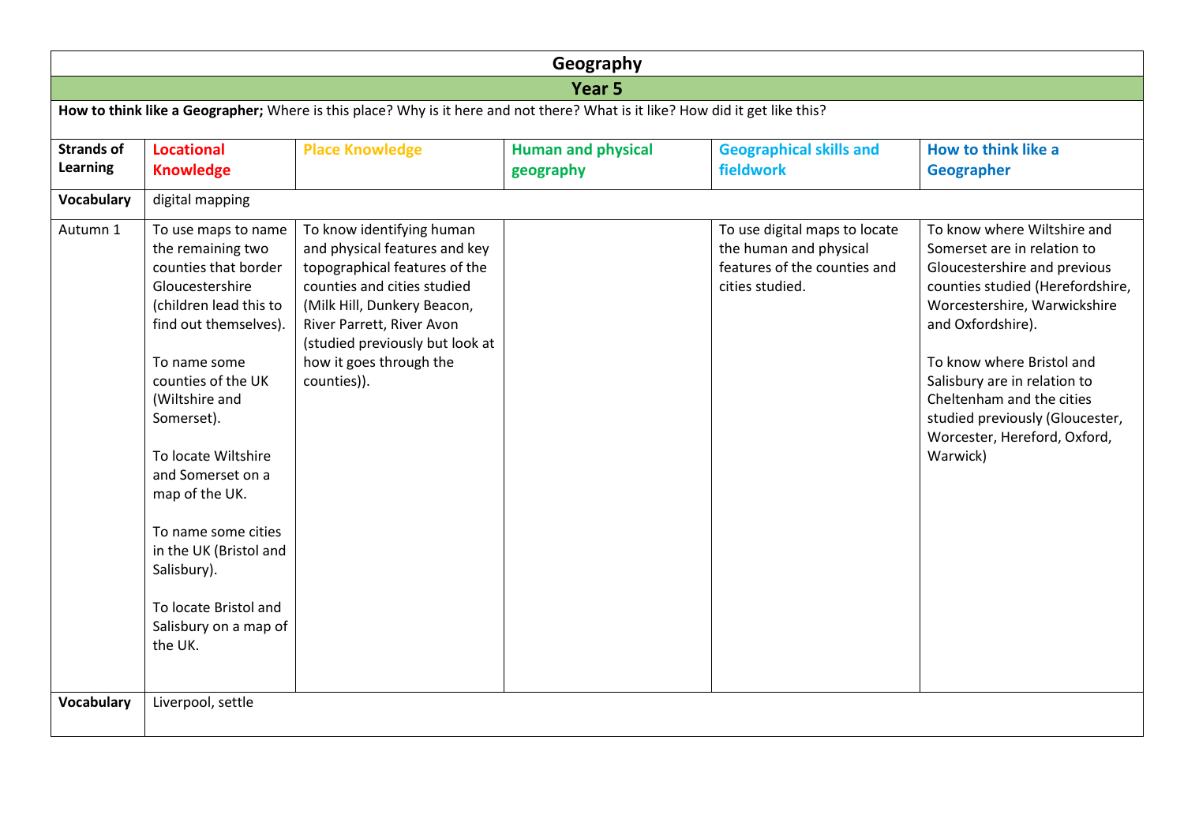# Geography

## Year 5

**How to think like a Geographer;** Where is this place? Why is it here and not there? What is it like? How did it get like this?

| **Strands of Learning** | **Locational Knowledge** | **Place Knowledge** | **Human and physical geography** | **Geographical skills and fieldwork** | **How to think like a Geographer** |
|---|---|---|---|---|---|
| **Vocabulary** | digital mapping | | | | |
| Autumn 1 | To use maps to name the remaining two counties that border Gloucestershire (children lead this to find out themselves).<br><br>To name some counties of the UK (Wiltshire and Somerset).<br><br>To locate Wiltshire and Somerset on a map of the UK.<br><br>To name some cities in the UK (Bristol and Salisbury).<br><br>To locate Bristol and Salisbury on a map of the UK. | To know identifying human and physical features and key topographical features of the counties and cities studied (Milk Hill, Dunkery Beacon, River Parrett, River Avon (studied previously but look at how it goes through the counties)). | | To use digital maps to locate the human and physical features of the counties and cities studied. | To know where Wiltshire and Somerset are in relation to Gloucestershire and previous counties studied (Herefordshire, Worcestershire, Warwickshire and Oxfordshire).<br><br>To know where Bristol and Salisbury are in relation to Cheltenham and the cities studied previously (Gloucester, Worcester, Hereford, Oxford, Warwick) |
| **Vocabulary** | Liverpool, settle | | | | |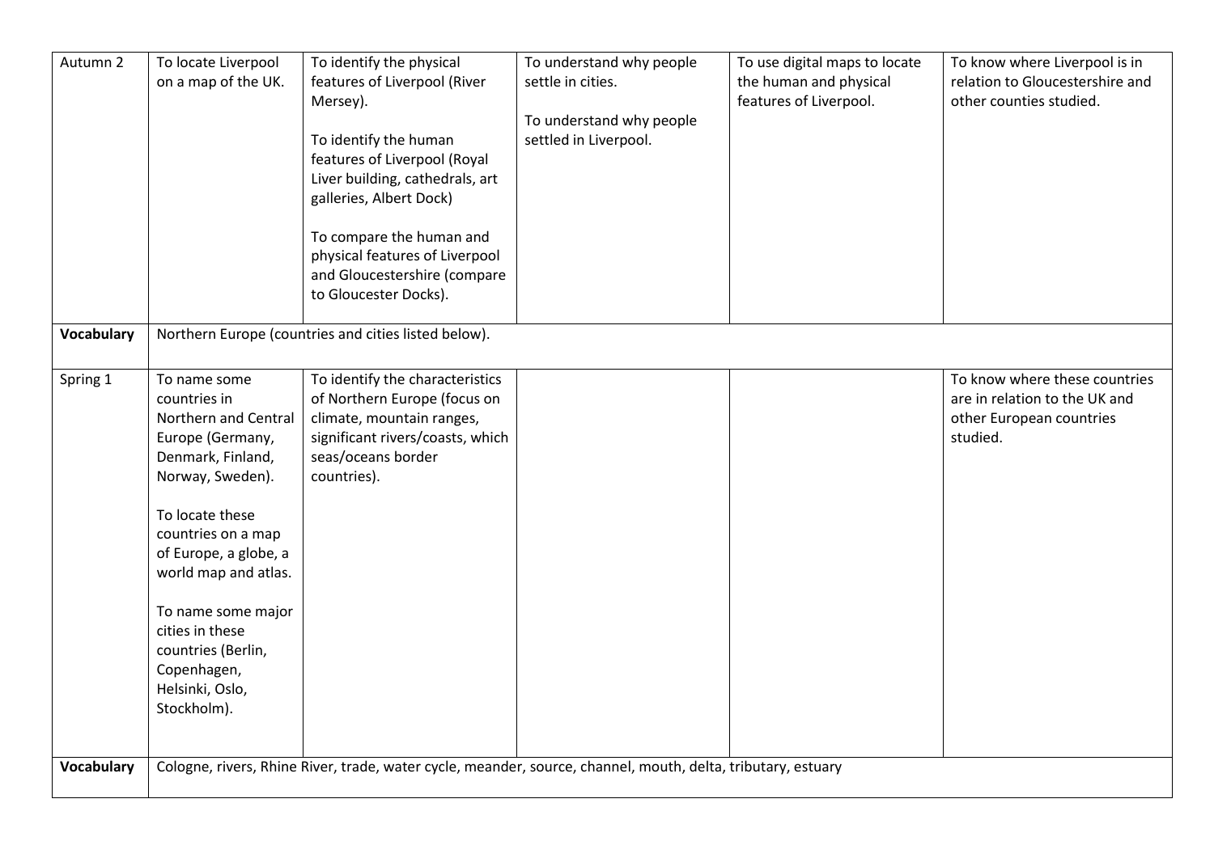| | | | | | |
|---|---|---|---|---|---|
| Autumn 2 | To locate Liverpool on a map of the UK. | To identify the physical features of Liverpool (River Mersey).<br><br>To identify the human features of Liverpool (Royal Liver building, cathedrals, art galleries, Albert Dock)<br><br>To compare the human and physical features of Liverpool and Gloucestershire (compare to Gloucester Docks). | To understand why people settle in cities.<br><br>To understand why people settled in Liverpool. | To use digital maps to locate the human and physical features of Liverpool. | To know where Liverpool is in relation to Gloucestershire and other counties studied. |
| **Vocabulary** | Northern Europe (countries and cities listed below). | | | | |
| Spring 1 | To name some countries in Northern and Central Europe (Germany, Denmark, Finland, Norway, Sweden).<br><br>To locate these countries on a map of Europe, a globe, a world map and atlas.<br><br>To name some major cities in these countries (Berlin, Copenhagen, Helsinki, Oslo, Stockholm). | To identify the characteristics of Northern Europe (focus on climate, mountain ranges, significant rivers/coasts, which seas/oceans border countries). | | | To know where these countries are in relation to the UK and other European countries studied. |
| **Vocabulary** | Cologne, rivers, Rhine River, trade, water cycle, meander, source, channel, mouth, delta, tributary, estuary | | | | |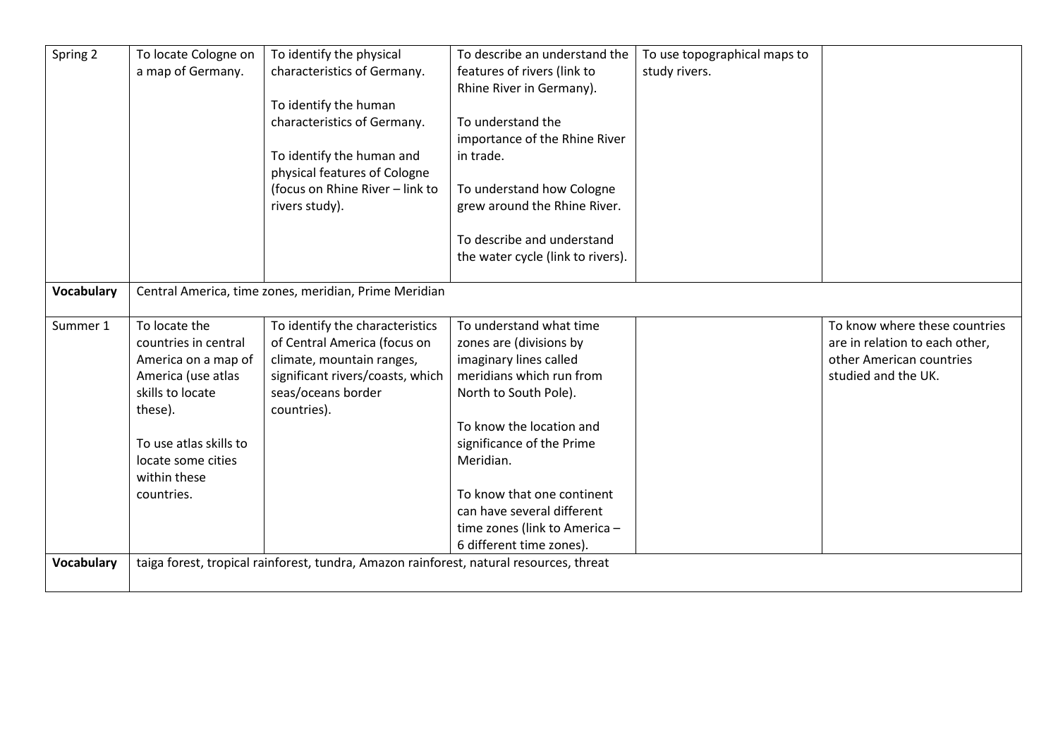| | | | | | |
|---|---|---|---|---|---|
| Spring 2 | To locate Cologne on a map of Germany. | To identify the physical characteristics of Germany.<br><br>To identify the human characteristics of Germany.<br><br>To identify the human and physical features of Cologne (focus on Rhine River – link to rivers study). | To describe an understand the features of rivers (link to Rhine River in Germany).<br><br>To understand the importance of the Rhine River in trade.<br><br>To understand how Cologne grew around the Rhine River.<br><br>To describe and understand the water cycle (link to rivers). | To use topographical maps to study rivers. | |
| **Vocabulary** | Central America, time zones, meridian, Prime Meridian | | | | |
| Summer 1 | To locate the countries in central America on a map of America (use atlas skills to locate these).<br><br>To use atlas skills to locate some cities within these countries. | To identify the characteristics of Central America (focus on climate, mountain ranges, significant rivers/coasts, which seas/oceans border countries). | To understand what time zones are (divisions by imaginary lines called meridians which run from North to South Pole).<br><br>To know the location and significance of the Prime Meridian.<br><br>To know that one continent can have several different time zones (link to America – 6 different time zones). | | To know where these countries are in relation to each other, other American countries studied and the UK. |
| **Vocabulary** | taiga forest, tropical rainforest, tundra, Amazon rainforest, natural resources, threat | | | | |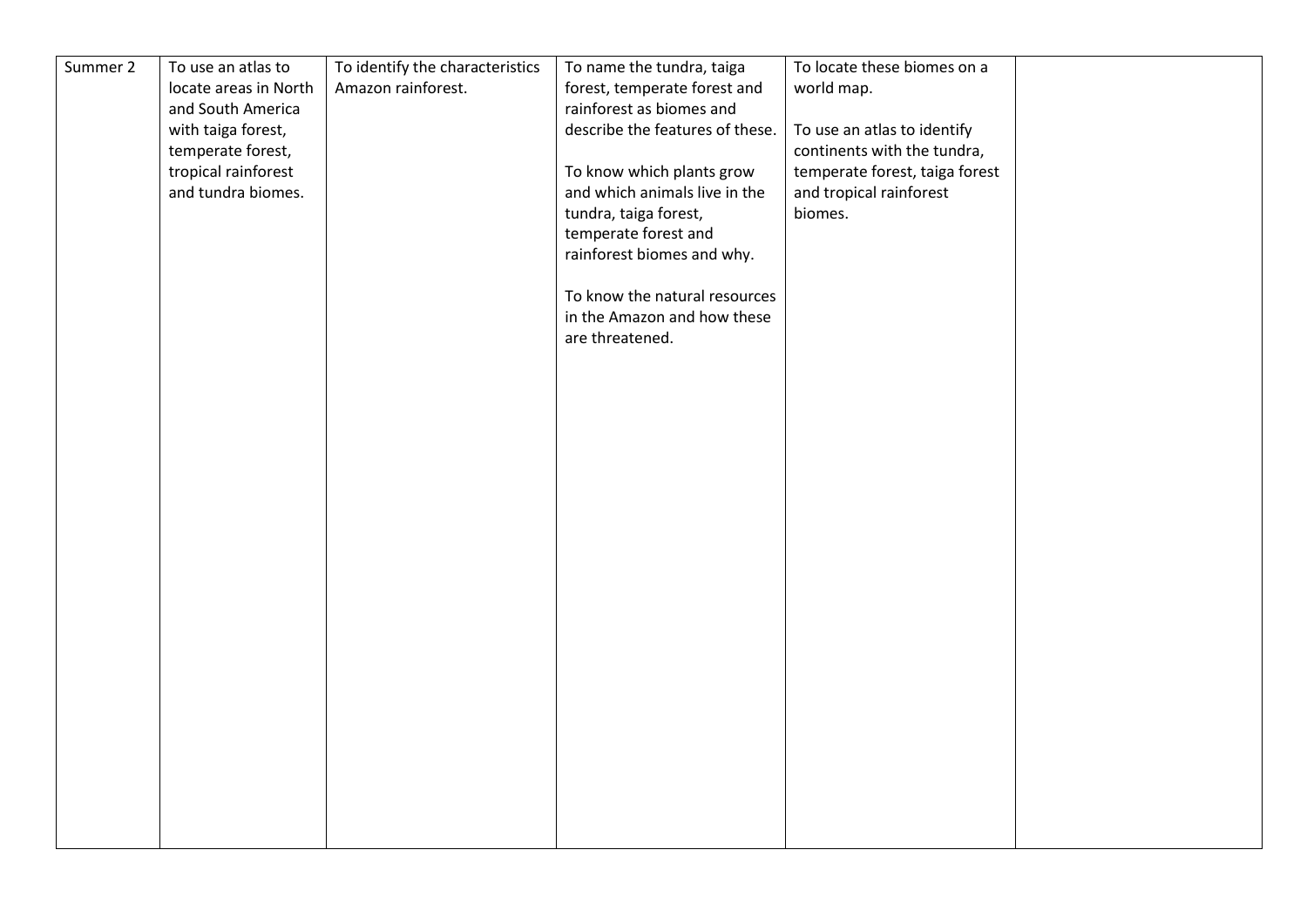| | | | | | |
|---|---|---|---|---|---|
| Summer 2 | To use an atlas to locate areas in North and South America with taiga forest, temperate forest, tropical rainforest and tundra biomes. | To identify the characteristics Amazon rainforest. | To name the tundra, taiga forest, temperate forest and rainforest as biomes and describe the features of these.<br><br>To know which plants grow and which animals live in the tundra, taiga forest, temperate forest and rainforest biomes and why.<br><br>To know the natural resources in the Amazon and how these are threatened. | To locate these biomes on a world map.<br><br>To use an atlas to identify continents with the tundra, temperate forest, taiga forest and tropical rainforest biomes. | |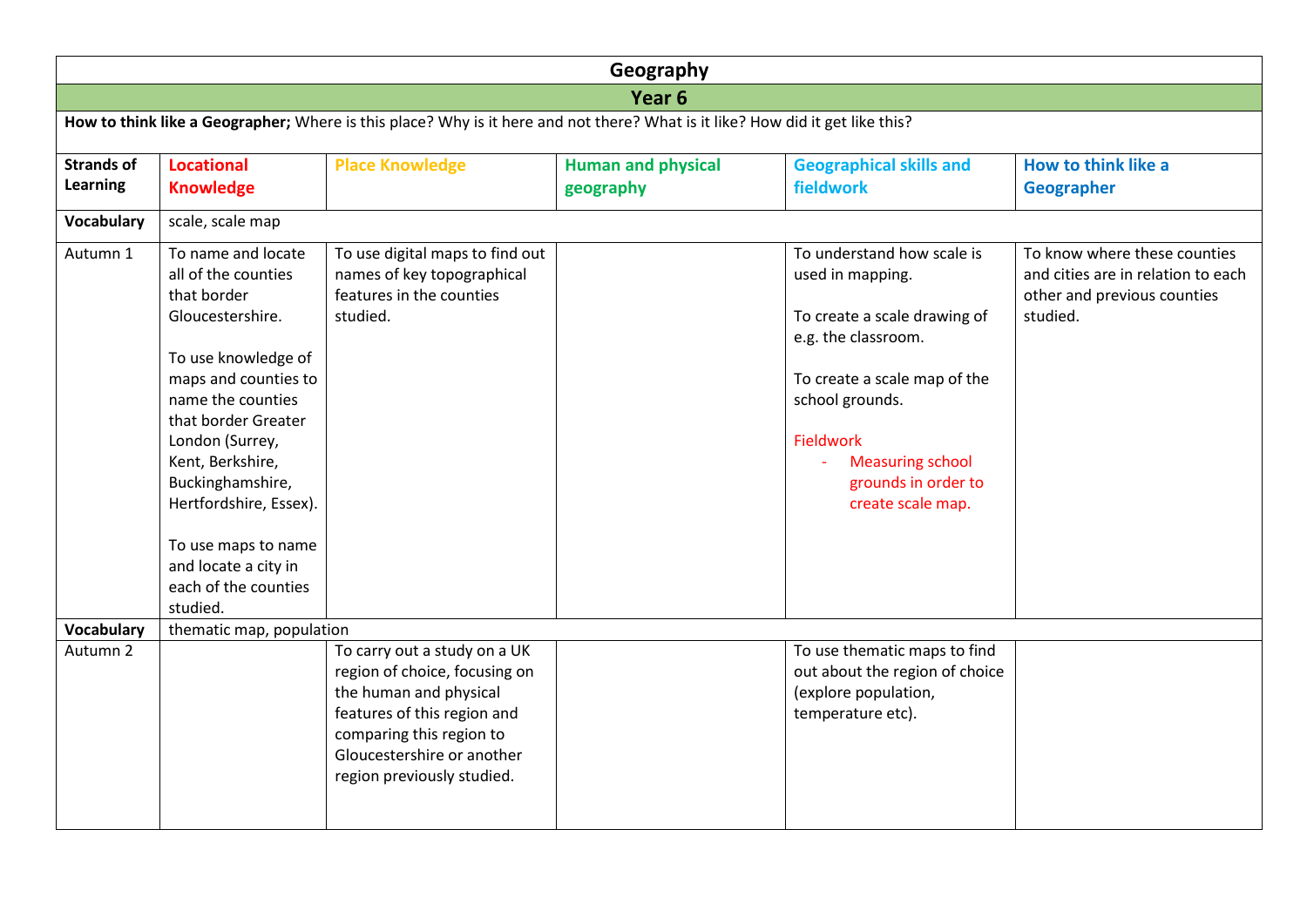# Geography

## Year 6

**How to think like a Geographer;** Where is this place? Why is it here and not there? What is it like? How did it get like this?

| Strands of Learning | Locational Knowledge | Place Knowledge | Human and physical geography | Geographical skills and fieldwork | How to think like a Geographer |
|---|---|---|---|---|---|
| **Vocabulary** | scale, scale map | | | | |
| Autumn 1 | To name and locate all of the counties that border Gloucestershire.<br><br>To use knowledge of maps and counties to name the counties that border Greater London (Surrey, Kent, Berkshire, Buckinghamshire, Hertfordshire, Essex).<br><br>To use maps to name and locate a city in each of the counties studied. | To use digital maps to find out names of key topographical features in the counties studied. | | To understand how scale is used in mapping.<br><br>To create a scale drawing of e.g. the classroom.<br><br>To create a scale map of the school grounds.<br><br>Fieldwork<br>- Measuring school grounds in order to create scale map. | To know where these counties and cities are in relation to each other and previous counties studied. |
| **Vocabulary** | thematic map, population | | | | |
| Autumn 2 | | To carry out a study on a UK region of choice, focusing on the human and physical features of this region and comparing this region to Gloucestershire or another region previously studied. | | To use thematic maps to find out about the region of choice (explore population, temperature etc). | |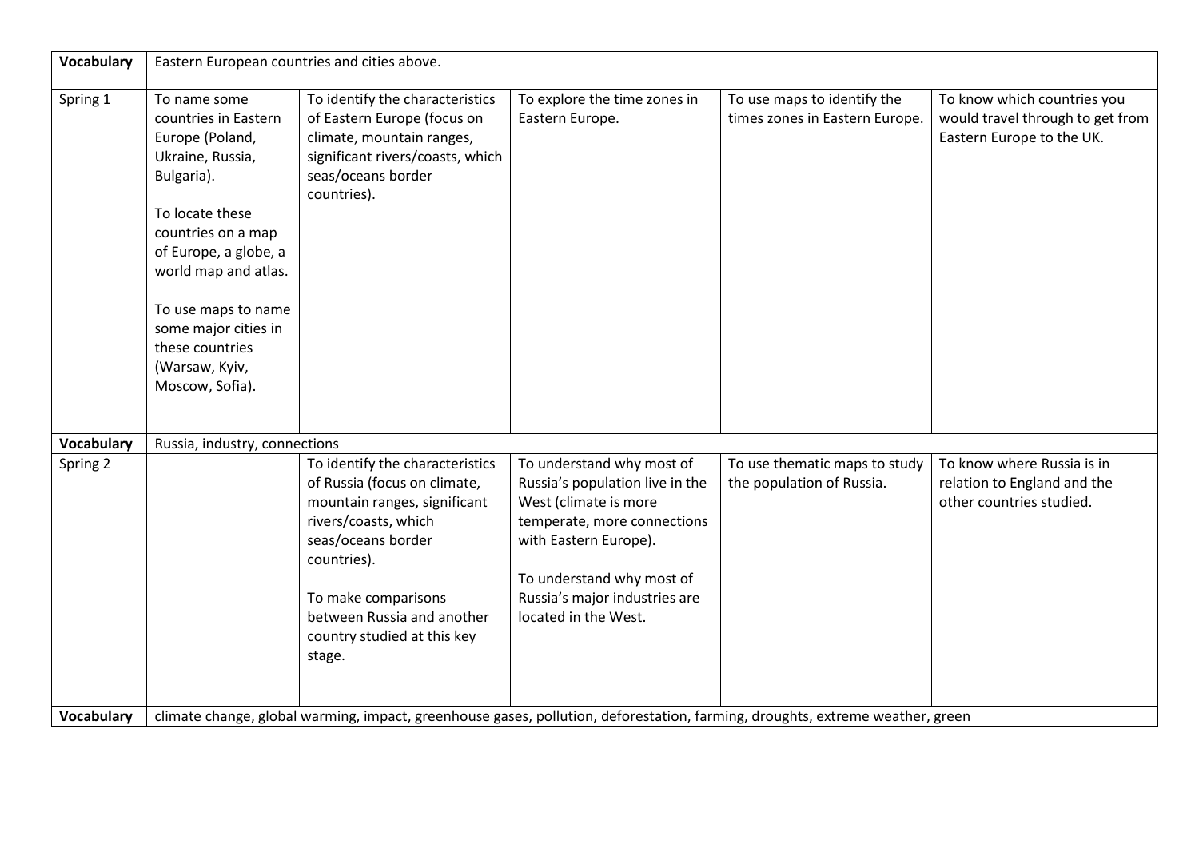| | | | | | |
|---|---|---|---|---|---|
| **Vocabulary** | Eastern European countries and cities above. | | | | |
| Spring 1 | To name some countries in Eastern Europe (Poland, Ukraine, Russia, Bulgaria).<br><br>To locate these countries on a map of Europe, a globe, a world map and atlas.<br><br>To use maps to name some major cities in these countries (Warsaw, Kyiv, Moscow, Sofia). | To identify the characteristics of Eastern Europe (focus on climate, mountain ranges, significant rivers/coasts, which seas/oceans border countries). | To explore the time zones in Eastern Europe. | To use maps to identify the times zones in Eastern Europe. | To know which countries you would travel through to get from Eastern Europe to the UK. |
| **Vocabulary** | Russia, industry, connections | | | | |
| Spring 2 | | To identify the characteristics of Russia (focus on climate, mountain ranges, significant rivers/coasts, which seas/oceans border countries).<br><br>To make comparisons between Russia and another country studied at this key stage. | To understand why most of Russia's population live in the West (climate is more temperate, more connections with Eastern Europe).<br><br>To understand why most of Russia's major industries are located in the West. | To use thematic maps to study the population of Russia. | To know where Russia is in relation to England and the other countries studied. |
| **Vocabulary** | climate change, global warming, impact, greenhouse gases, pollution, deforestation, farming, droughts, extreme weather, green | | | | |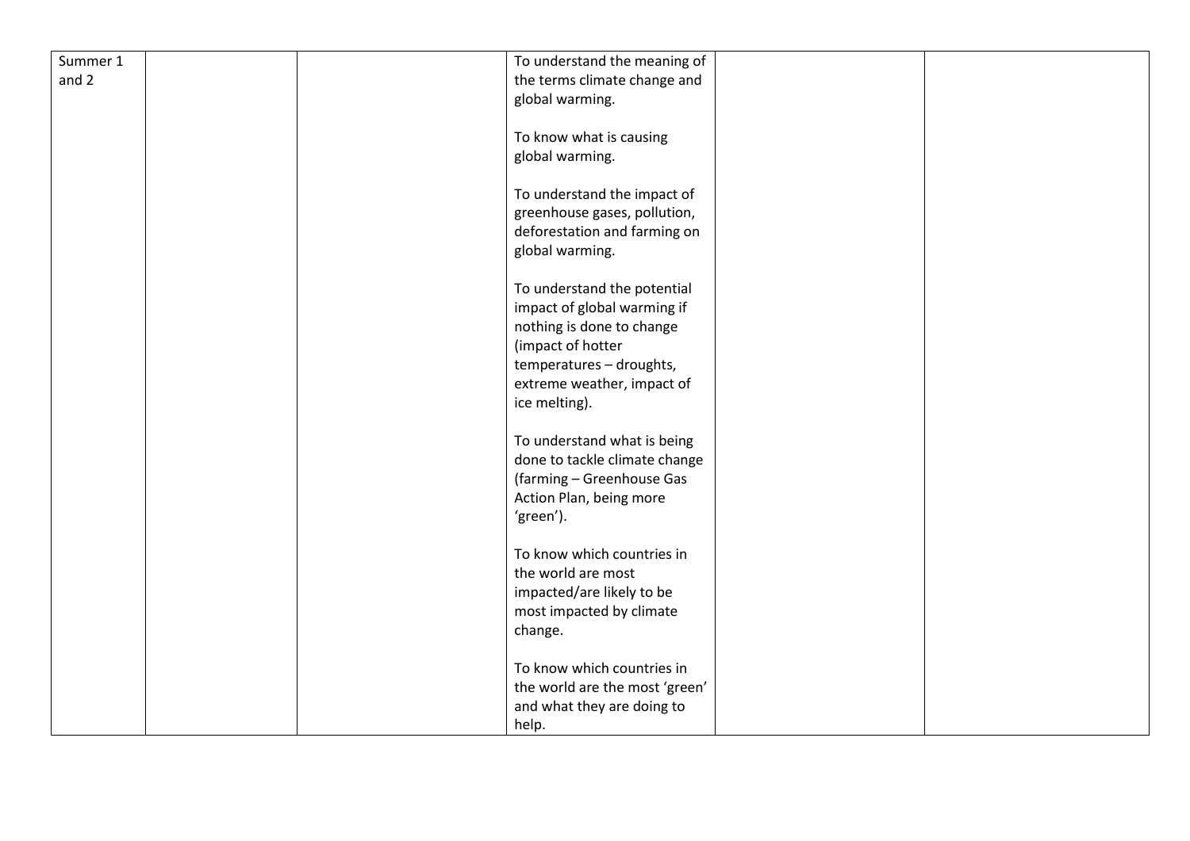| | | | | | |
|---|---|---|---|---|---|
| Summer 1 and 2 | | | To understand the meaning of the terms climate change and global warming.<br><br>To know what is causing global warming.<br><br>To understand the impact of greenhouse gases, pollution, deforestation and farming on global warming.<br><br>To understand the potential impact of global warming if nothing is done to change (impact of hotter temperatures – droughts, extreme weather, impact of ice melting).<br><br>To understand what is being done to tackle climate change (farming – Greenhouse Gas Action Plan, being more 'green').<br><br>To know which countries in the world are most impacted/are likely to be most impacted by climate change.<br><br>To know which countries in the world are the most 'green' and what they are doing to help. | | |